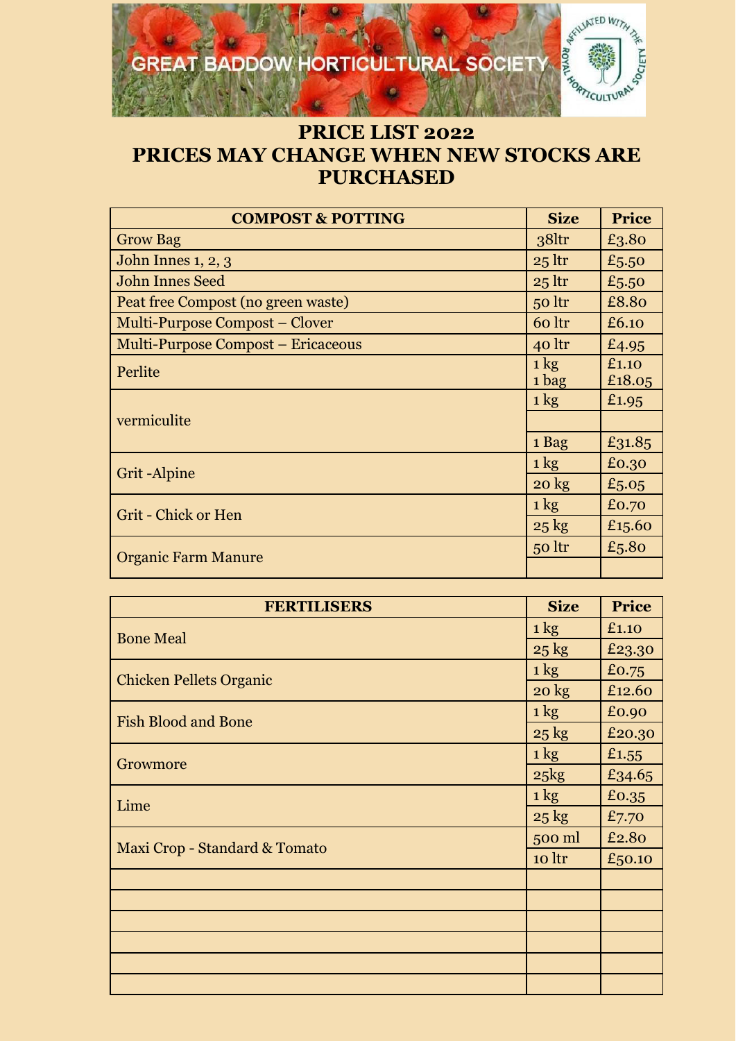GREAT BADDOW HORTICULTURAL SOCIETY

AFFILIATED WITH THE ROYAL HORTICULTURAL SOCIETY

# PRICE LIST 2022
# PRICES MAY CHANGE WHEN NEW STOCKS ARE PURCHASED

| COMPOST & POTTING | Size | Price |
|---|---|---|
| Grow Bag | 38ltr | £3.80 |
| John Innes 1, 2, 3 | 25 ltr | £5.50 |
| John Innes Seed | 25 ltr | £5.50 |
| Peat free Compost (no green waste) | 50 ltr | £8.80 |
| Multi-Purpose Compost – Clover | 60 ltr | £6.10 |
| Multi-Purpose Compost – Ericaceous | 40 ltr | £4.95 |
| Perlite | 1 kg<br>1 bag | £1.10<br>£18.05 |
| vermiculite | 1 kg | £1.95 |
| | | |
| | 1 Bag | £31.85 |
| Grit -Alpine | 1 kg | £0.30 |
| | 20 kg | £5.05 |
| Grit - Chick or Hen | 1 kg | £0.70 |
| | 25 kg | £15.60 |
| Organic Farm Manure | 50 ltr | £5.80 |
| | | |

| FERTILISERS | Size | Price |
|---|---|---|
| Bone Meal | 1 kg | £1.10 |
| | 25 kg | £23.30 |
| Chicken Pellets Organic | 1 kg | £0.75 |
| | 20 kg | £12.60 |
| Fish Blood and Bone | 1 kg | £0.90 |
| | 25 kg | £20.30 |
| Growmore | 1 kg | £1.55 |
| | 25kg | £34.65 |
| Lime | 1 kg | £0.35 |
| | 25 kg | £7.70 |
| Maxi Crop - Standard & Tomato | 500 ml | £2.80 |
| | 10 ltr | £50.10 |
| | | |
| | | |
| | | |
| | | |
| | | |
| | | |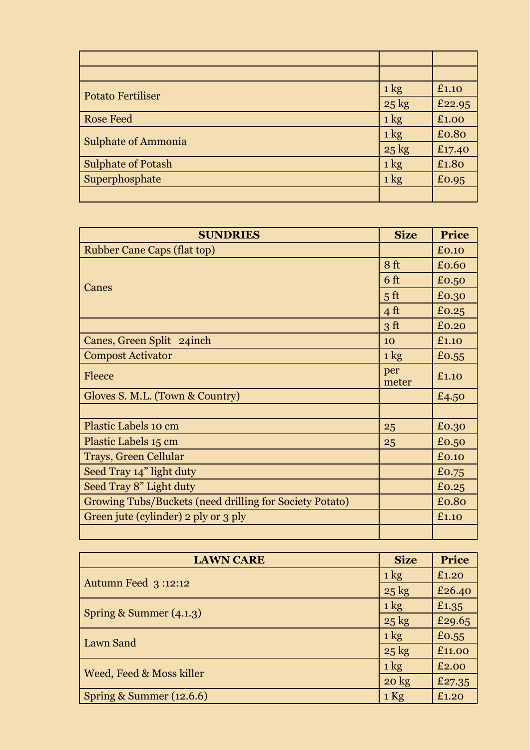| | | |
|---|---|---|
| | | |
| Potato Fertiliser | 1 kg | £1.10 |
| | 25 kg | £22.95 |
| Rose Feed | 1 kg | £1.00 |
| Sulphate of Ammonia | 1 kg | £0.80 |
| | 25 kg | £17.40 |
| Sulphate of Potash | 1 kg | £1.80 |
| Superphosphate | 1 kg | £0.95 |
| | | |

| SUNDRIES | Size | Price |
|---|---|---|
| Rubber Cane Caps (flat top) | | £0.10 |
| Canes | 8 ft | £0.60 |
| | 6 ft | £0.50 |
| | 5 ft | £0.30 |
| | 4 ft | £0.25 |
| | 3 ft | £0.20 |
| Canes, Green Split 24inch | 10 | £1.10 |
| Compost Activator | 1 kg | £0.55 |
| Fleece | per meter | £1.10 |
| Gloves S. M.L. (Town & Country) | | £4.50 |
| | | |
| Plastic Labels 10 cm | 25 | £0.30 |
| Plastic Labels 15 cm | 25 | £0.50 |
| Trays, Green Cellular | | £0.10 |
| Seed Tray 14" light duty | | £0.75 |
| Seed Tray 8" Light duty | | £0.25 |
| Growing Tubs/Buckets (need drilling for Society Potato) | | £0.80 |
| Green jute (cylinder) 2 ply or 3 ply | | £1.10 |
| | | |

| LAWN CARE | Size | Price |
|---|---|---|
| Autumn Feed 3 :12:12 | 1 kg | £1.20 |
| | 25 kg | £26.40 |
| Spring & Summer (4.1.3) | 1 kg | £1.35 |
| | 25 kg | £29.65 |
| Lawn Sand | 1 kg | £0.55 |
| | 25 kg | £11.00 |
| Weed, Feed & Moss killer | 1 kg | £2.00 |
| | 20 kg | £27.35 |
| Spring & Summer (12.6.6) | 1 Kg | £1.20 |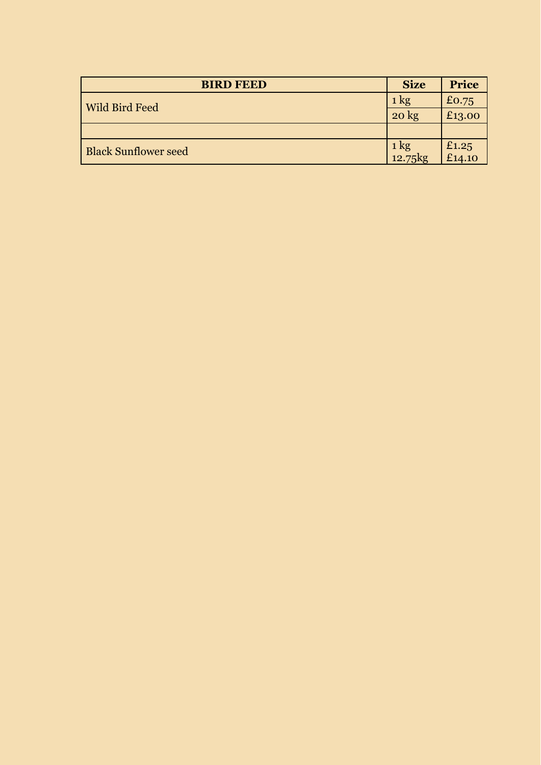| BIRD FEED | Size | Price |
|---|---|---|
| Wild Bird Feed | 1 kg | £0.75 |
| | 20 kg | £13.00 |
| | | |
| Black Sunflower seed | 1 kg<br>12.75kg | £1.25<br>£14.10 |